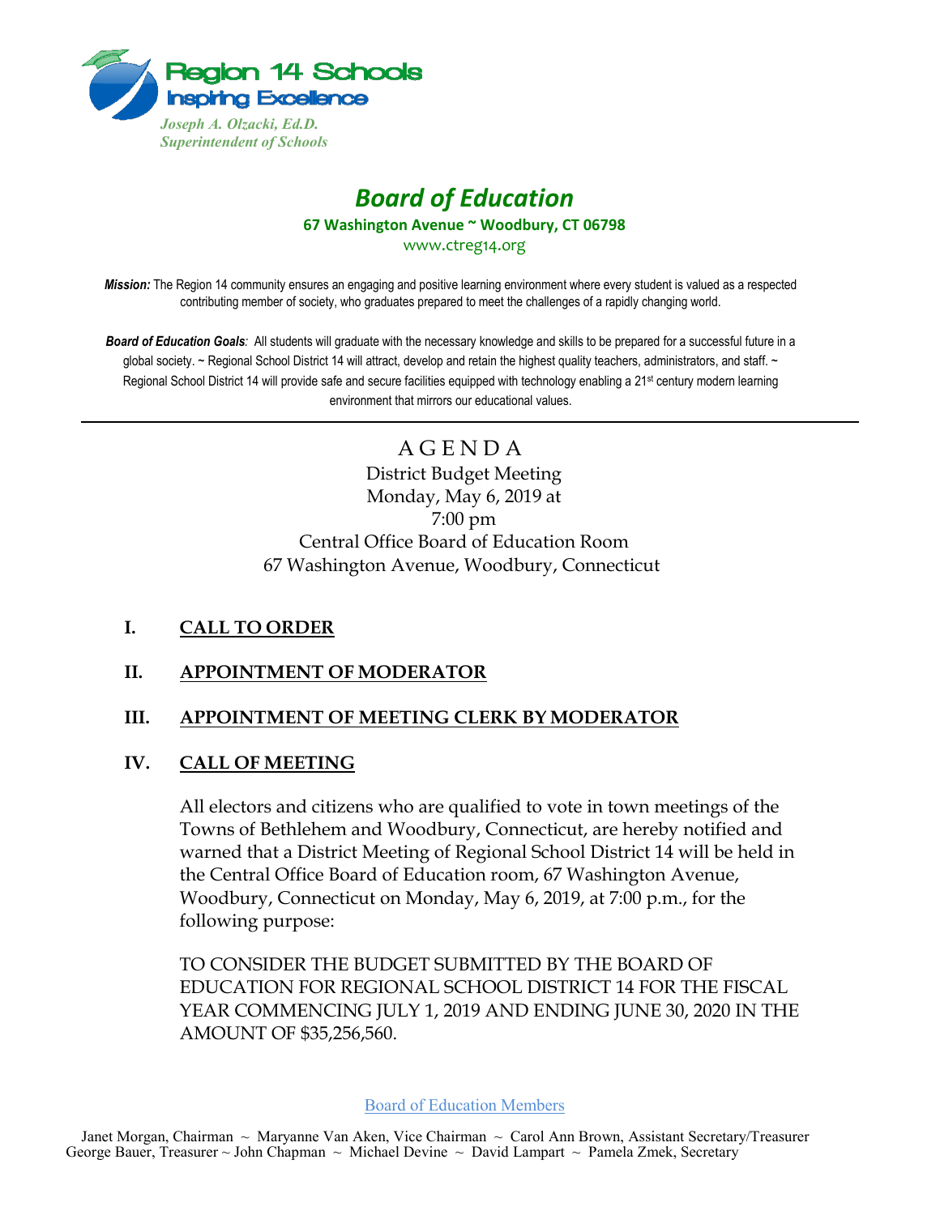Region 14 Schools
Inspiring Excellence

*Joseph A. Olzacki, Ed.D.*
*Superintendent of Schools*

# *Board of Education*

**67 Washington Avenue ~ Woodbury, CT 06798**

www.ctreg14.org

***Mission:*** The Region 14 community ensures an engaging and positive learning environment where every student is valued as a respected contributing member of society, who graduates prepared to meet the challenges of a rapidly changing world.

***Board of Education Goals****:* All students will graduate with the necessary knowledge and skills to be prepared for a successful future in a global society. ~ Regional School District 14 will attract, develop and retain the highest quality teachers, administrators, and staff. ~ Regional School District 14 will provide safe and secure facilities equipped with technology enabling a 21st century modern learning environment that mirrors our educational values.

---

## A G E N D A

District Budget Meeting
Monday, May 6, 2019 at
7:00 pm
Central Office Board of Education Room
67 Washington Avenue, Woodbury, Connecticut

**I. CALL TO ORDER**

**II. APPOINTMENT OF MODERATOR**

**III. APPOINTMENT OF MEETING CLERK BY MODERATOR**

**IV. CALL OF MEETING**

All electors and citizens who are qualified to vote in town meetings of the Towns of Bethlehem and Woodbury, Connecticut, are hereby notified and warned that a District Meeting of Regional School District 14 will be held in the Central Office Board of Education room, 67 Washington Avenue, Woodbury, Connecticut on Monday, May 6, 2019, at 7:00 p.m., for the following purpose:

TO CONSIDER THE BUDGET SUBMITTED BY THE BOARD OF EDUCATION FOR REGIONAL SCHOOL DISTRICT 14 FOR THE FISCAL YEAR COMMENCING JULY 1, 2019 AND ENDING JUNE 30, 2020 IN THE AMOUNT OF $35,256,560.

Board of Education Members

Janet Morgan, Chairman ~ Maryanne Van Aken, Vice Chairman ~ Carol Ann Brown, Assistant Secretary/Treasurer
George Bauer, Treasurer ~ John Chapman ~ Michael Devine ~ David Lampart ~ Pamela Zmek, Secretary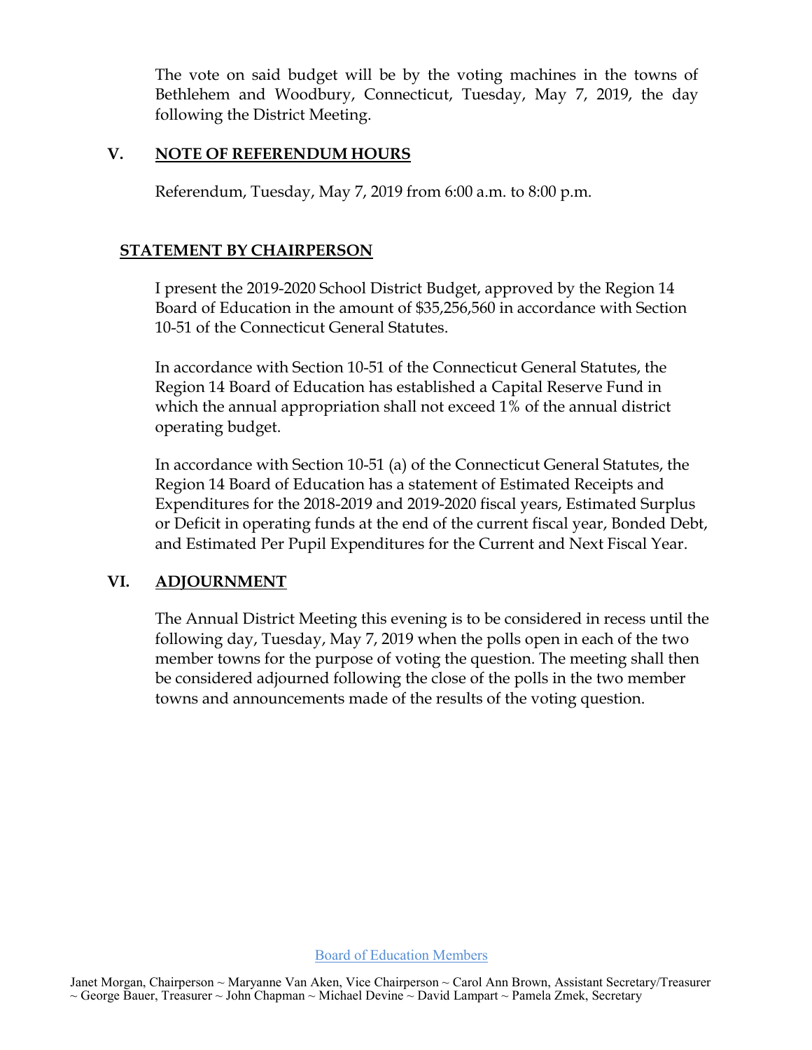The vote on said budget will be by the voting machines in the towns of Bethlehem and Woodbury, Connecticut, Tuesday, May 7, 2019, the day following the District Meeting.

## V. NOTE OF REFERENDUM HOURS

Referendum, Tuesday, May 7, 2019 from 6:00 a.m. to 8:00 p.m.

## STATEMENT BY CHAIRPERSON

I present the 2019-2020 School District Budget, approved by the Region 14 Board of Education in the amount of $35,256,560 in accordance with Section 10-51 of the Connecticut General Statutes.

In accordance with Section 10-51 of the Connecticut General Statutes, the Region 14 Board of Education has established a Capital Reserve Fund in which the annual appropriation shall not exceed 1% of the annual district operating budget.

In accordance with Section 10-51 (a) of the Connecticut General Statutes, the Region 14 Board of Education has a statement of Estimated Receipts and Expenditures for the 2018-2019 and 2019-2020 fiscal years, Estimated Surplus or Deficit in operating funds at the end of the current fiscal year, Bonded Debt, and Estimated Per Pupil Expenditures for the Current and Next Fiscal Year.

## VI. ADJOURNMENT

The Annual District Meeting this evening is to be considered in recess until the following day, Tuesday, May 7, 2019 when the polls open in each of the two member towns for the purpose of voting the question. The meeting shall then be considered adjourned following the close of the polls in the two member towns and announcements made of the results of the voting question.

Board of Education Members

Janet Morgan, Chairperson ~ Maryanne Van Aken, Vice Chairperson ~ Carol Ann Brown, Assistant Secretary/Treasurer ~ George Bauer, Treasurer ~ John Chapman ~ Michael Devine ~ David Lampart ~ Pamela Zmek, Secretary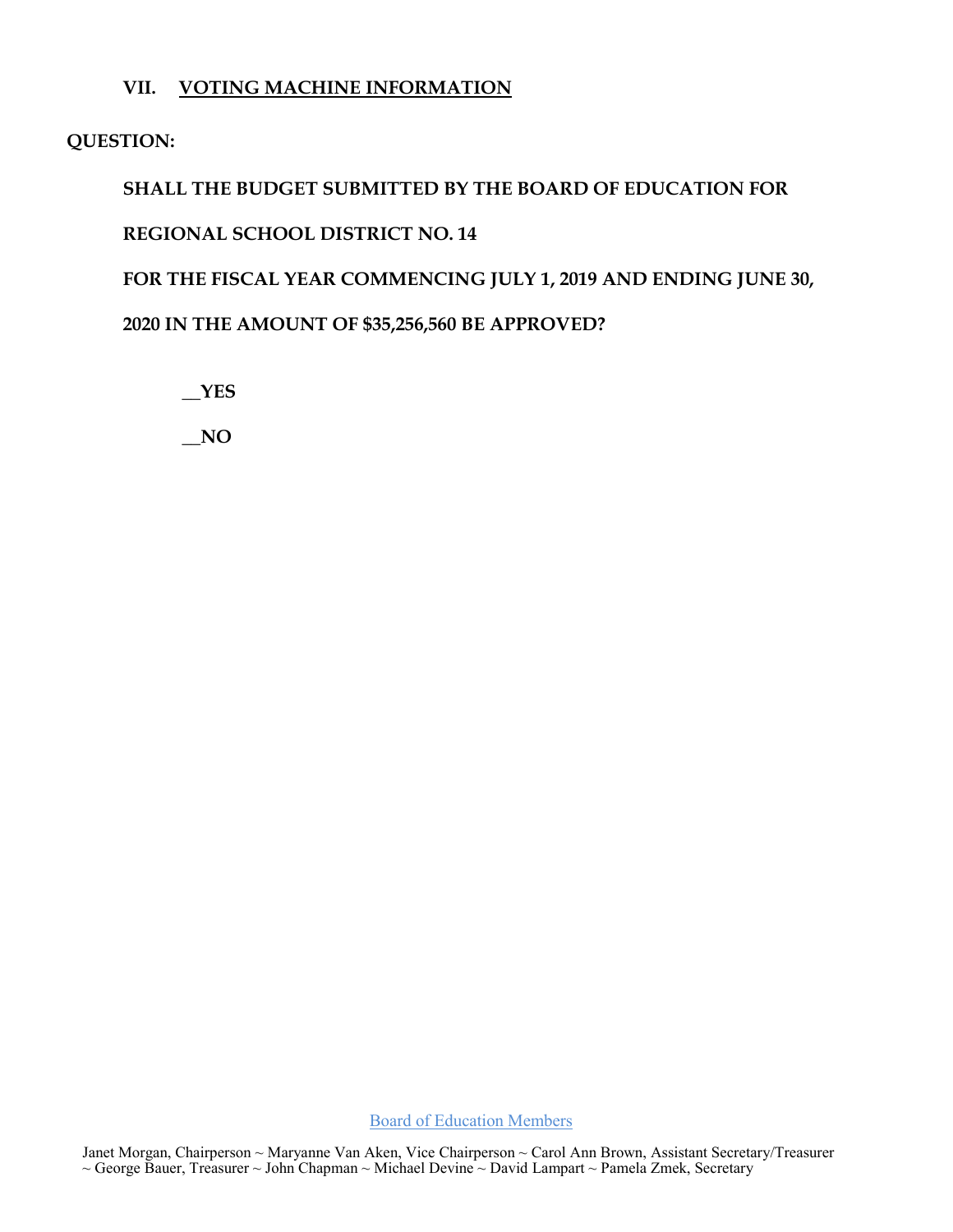## VII. VOTING MACHINE INFORMATION

**QUESTION:**

**SHALL THE BUDGET SUBMITTED BY THE BOARD OF EDUCATION FOR**

**REGIONAL SCHOOL DISTRICT NO. 14**

**FOR THE FISCAL YEAR COMMENCING JULY 1, 2019 AND ENDING JUNE 30,**

**2020 IN THE AMOUNT OF $35,256,560 BE APPROVED?**

**__YES**

**__NO**

Board of Education Members

Janet Morgan, Chairperson ~ Maryanne Van Aken, Vice Chairperson ~ Carol Ann Brown, Assistant Secretary/Treasurer ~ George Bauer, Treasurer ~ John Chapman ~ Michael Devine ~ David Lampart ~ Pamela Zmek, Secretary